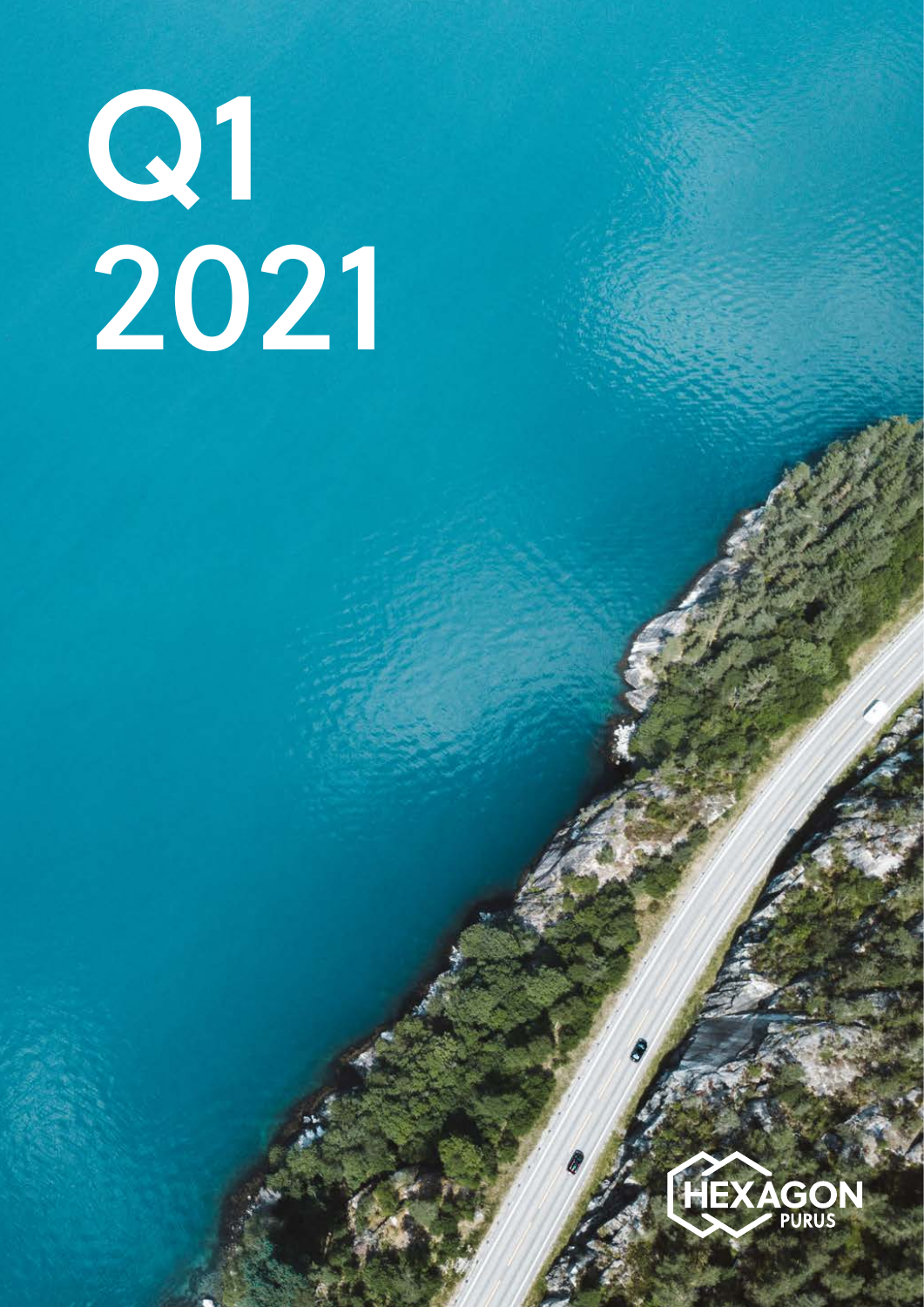# Q1 2021

HEXAGON PURUS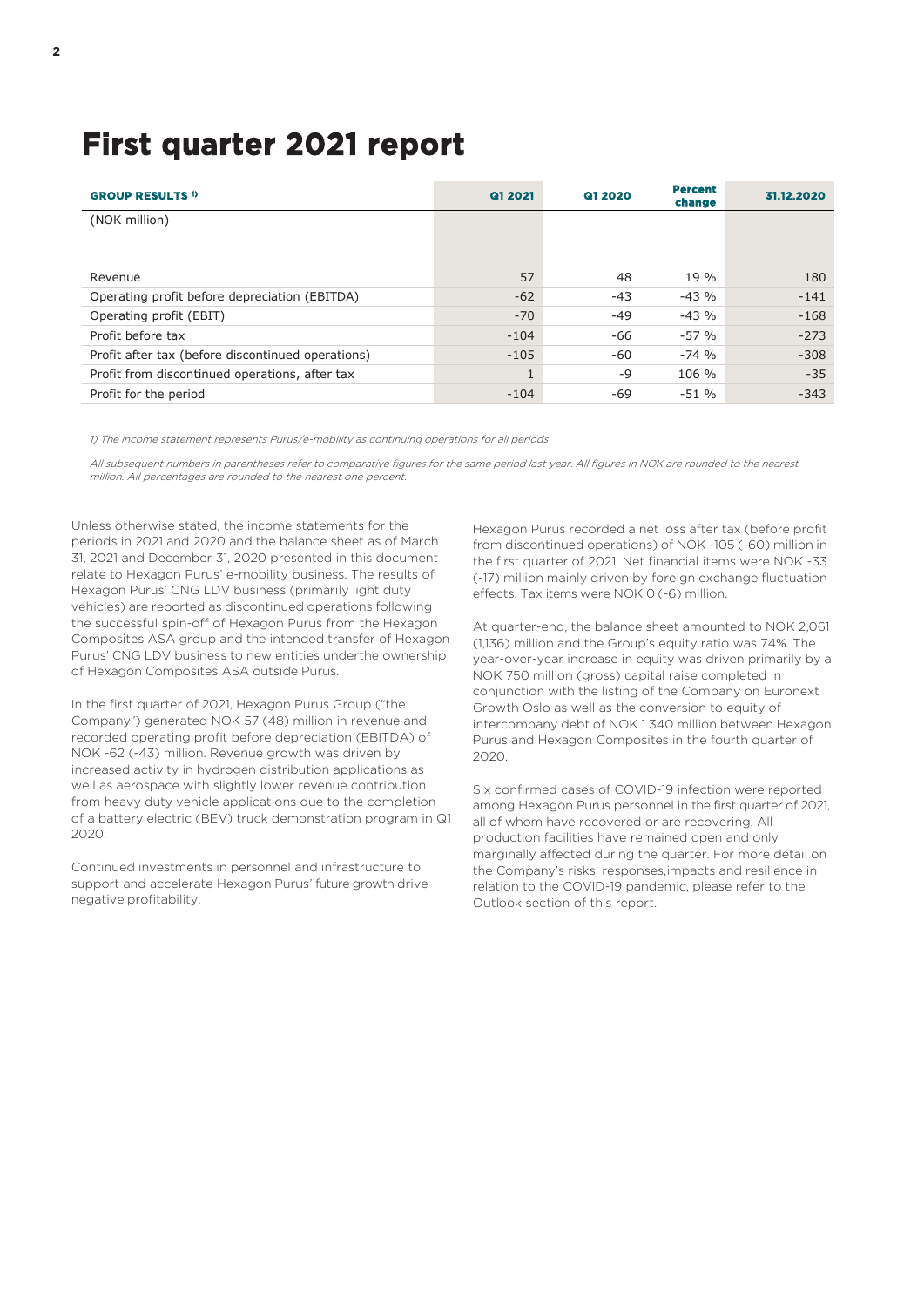# First quarter 2021 report

| GROUP RESULTS [1] | Q1 2021 | Q1 2020 | Percent change | 31.12.2020 |
|---|---|---|---|---|
| (NOK million) | | | | |
| Revenue | 57 | 48 | 19 % | 180 |
| Operating profit before depreciation (EBITDA) | -62 | -43 | -43 % | -141 |
| Operating profit (EBIT) | -70 | -49 | -43 % | -168 |
| Profit before tax | -104 | -66 | -57 % | -273 |
| Profit after tax (before discontinued operations) | -105 | -60 | -74 % | -308 |
| Profit from discontinued operations, after tax | 1 | -9 | 106 % | -35 |
| Profit for the period | -104 | -69 | -51 % | -343 |

*1) The income statement represents Purus/e-mobility as continuing operations for all periods*

*All subsequent numbers in parentheses refer to comparative figures for the same period last year. All figures in NOK are rounded to the nearest million. All percentages are rounded to the nearest one percent.*

Unless otherwise stated, the income statements for the periods in 2021 and 2020 and the balance sheet as of March 31, 2021 and December 31, 2020 presented in this document relate to Hexagon Purus' e-mobility business. The results of Hexagon Purus' CNG LDV business (primarily light duty vehicles) are reported as discontinued operations following the successful spin-off of Hexagon Purus from the Hexagon Composites ASA group and the intended transfer of Hexagon Purus' CNG LDV business to new entities underthe ownership of Hexagon Composites ASA outside Purus.

In the first quarter of 2021, Hexagon Purus Group ("the Company") generated NOK 57 (48) million in revenue and recorded operating profit before depreciation (EBITDA) of NOK -62 (-43) million. Revenue growth was driven by increased activity in hydrogen distribution applications as well as aerospace with slightly lower revenue contribution from heavy duty vehicle applications due to the completion of a battery electric (BEV) truck demonstration program in Q1 2020.

Continued investments in personnel and infrastructure to support and accelerate Hexagon Purus' future growth drive negative profitability.

Hexagon Purus recorded a net loss after tax (before profit from discontinued operations) of NOK -105 (-60) million in the first quarter of 2021. Net financial items were NOK -33 (-17) million mainly driven by foreign exchange fluctuation effects. Tax items were NOK 0 (-6) million.

At quarter-end, the balance sheet amounted to NOK 2,061 (1,136) million and the Group's equity ratio was 74%. The year-over-year increase in equity was driven primarily by a NOK 750 million (gross) capital raise completed in conjunction with the listing of the Company on Euronext Growth Oslo as well as the conversion to equity of intercompany debt of NOK 1 340 million between Hexagon Purus and Hexagon Composites in the fourth quarter of 2020.

Six confirmed cases of COVID-19 infection were reported among Hexagon Purus personnel in the first quarter of 2021, all of whom have recovered or are recovering. All production facilities have remained open and only marginally affected during the quarter. For more detail on the Company's risks, responses,impacts and resilience in relation to the COVID-19 pandemic, please refer to the Outlook section of this report.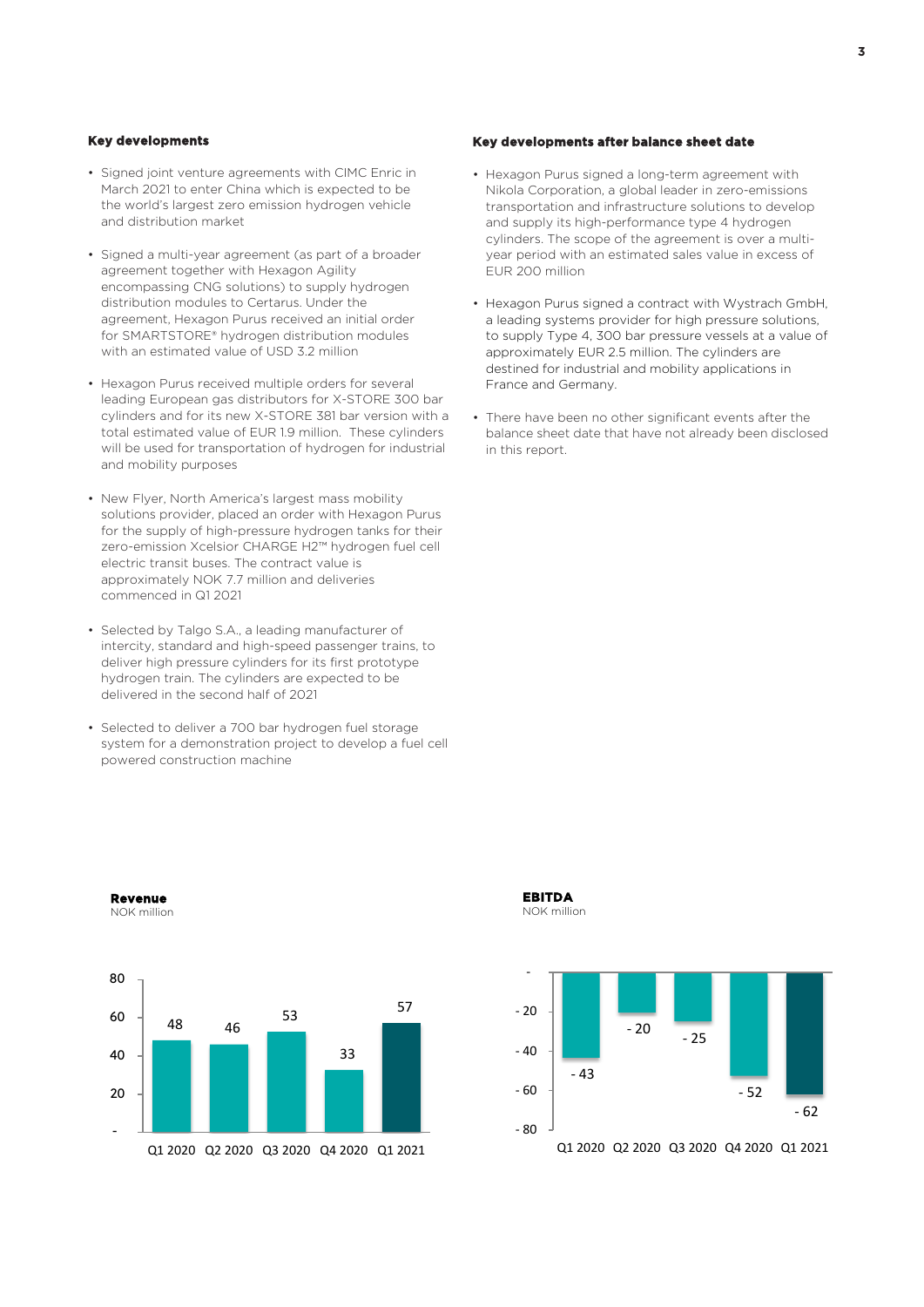## Key developments

- Signed joint venture agreements with CIMC Enric in March 2021 to enter China which is expected to be the world's largest zero emission hydrogen vehicle and distribution market
- Signed a multi-year agreement (as part of a broader agreement together with Hexagon Agility encompassing CNG solutions) to supply hydrogen distribution modules to Certarus. Under the agreement, Hexagon Purus received an initial order for SMARTSTORE® hydrogen distribution modules with an estimated value of USD 3.2 million
- Hexagon Purus received multiple orders for several leading European gas distributors for X-STORE 300 bar cylinders and for its new X-STORE 381 bar version with a total estimated value of EUR 1.9 million. These cylinders will be used for transportation of hydrogen for industrial and mobility purposes
- New Flyer, North America's largest mass mobility solutions provider, placed an order with Hexagon Purus for the supply of high-pressure hydrogen tanks for their zero-emission Xcelsior CHARGE H2™ hydrogen fuel cell electric transit buses. The contract value is approximately NOK 7.7 million and deliveries commenced in Q1 2021
- Selected by Talgo S.A., a leading manufacturer of intercity, standard and high-speed passenger trains, to deliver high pressure cylinders for its first prototype hydrogen train. The cylinders are expected to be delivered in the second half of 2021
- Selected to deliver a 700 bar hydrogen fuel storage system for a demonstration project to develop a fuel cell powered construction machine

## Key developments after balance sheet date

- Hexagon Purus signed a long-term agreement with Nikola Corporation, a global leader in zero-emissions transportation and infrastructure solutions to develop and supply its high-performance type 4 hydrogen cylinders. The scope of the agreement is over a multi-year period with an estimated sales value in excess of EUR 200 million
- Hexagon Purus signed a contract with Wystrach GmbH, a leading systems provider for high pressure solutions, to supply Type 4, 300 bar pressure vessels at a value of approximately EUR 2.5 million. The cylinders are destined for industrial and mobility applications in France and Germany.
- There have been no other significant events after the balance sheet date that have not already been disclosed in this report.

**Revenue**
NOK million

| Q1 2020 | Q2 2020 | Q3 2020 | Q4 2020 | Q1 2021 |
|---|---|---|---|---|
| 48 | 46 | 53 | 33 | 57 |

**EBITDA**
NOK million

| Q1 2020 | Q2 2020 | Q3 2020 | Q4 2020 | Q1 2021 |
|---|---|---|---|---|
| - 43 | - 20 | - 25 | - 52 | - 62 |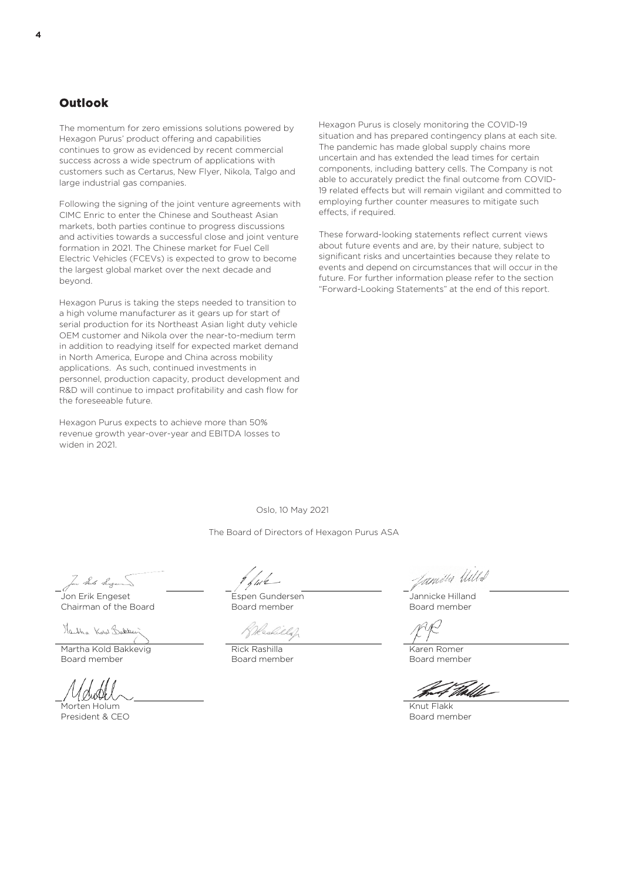## Outlook

The momentum for zero emissions solutions powered by Hexagon Purus' product offering and capabilities continues to grow as evidenced by recent commercial success across a wide spectrum of applications with customers such as Certarus, New Flyer, Nikola, Talgo and large industrial gas companies.

Following the signing of the joint venture agreements with CIMC Enric to enter the Chinese and Southeast Asian markets, both parties continue to progress discussions and activities towards a successful close and joint venture formation in 2021. The Chinese market for Fuel Cell Electric Vehicles (FCEVs) is expected to grow to become the largest global market over the next decade and beyond.

Hexagon Purus is taking the steps needed to transition to a high volume manufacturer as it gears up for start of serial production for its Northeast Asian light duty vehicle OEM customer and Nikola over the near-to-medium term in addition to readying itself for expected market demand in North America, Europe and China across mobility applications. As such, continued investments in personnel, production capacity, product development and R&D will continue to impact profitability and cash flow for the foreseeable future.

Hexagon Purus expects to achieve more than 50% revenue growth year-over-year and EBITDA losses to widen in 2021.

Hexagon Purus is closely monitoring the COVID-19 situation and has prepared contingency plans at each site. The pandemic has made global supply chains more uncertain and has extended the lead times for certain components, including battery cells. The Company is not able to accurately predict the final outcome from COVID-19 related effects but will remain vigilant and committed to employing further counter measures to mitigate such effects, if required.

These forward-looking statements reflect current views about future events and are, by their nature, subject to significant risks and uncertainties because they relate to events and depend on circumstances that will occur in the future. For further information please refer to the section "Forward-Looking Statements" at the end of this report.

Oslo, 10 May 2021

The Board of Directors of Hexagon Purus ASA

Jon Erik Engeset
Chairman of the Board

Espen Gundersen
Board member

Jannicke Hilland
Board member

Martha Kold Bakkevig
Board member

Rick Rashilla
Board member

Karen Romer
Board member

Morten Holum
President & CEO

Knut Flakk
Board member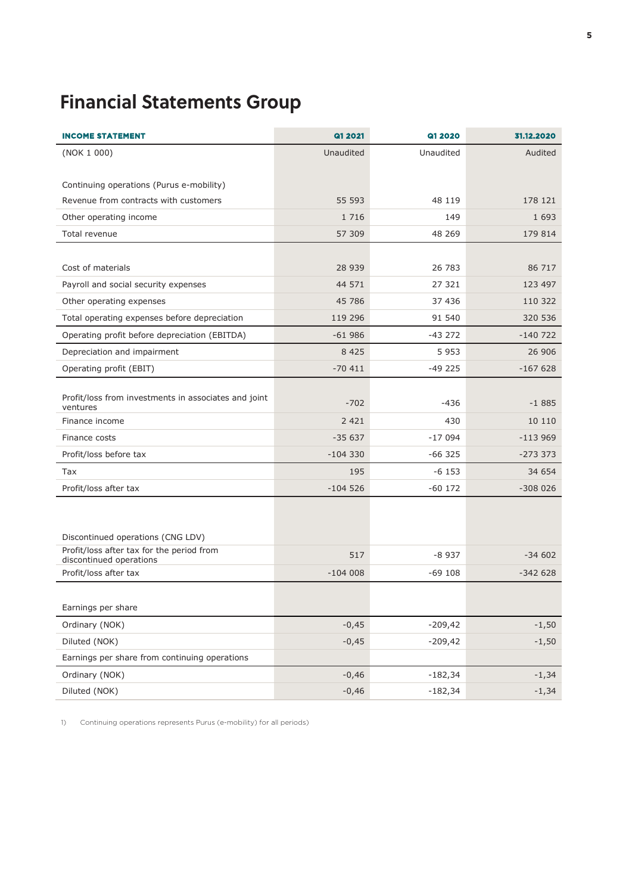# Financial Statements Group

| INCOME STATEMENT | Q1 2021 | Q1 2020 | 31.12.2020 |
|---|---|---|---|
| (NOK 1 000) | Unaudited | Unaudited | Audited |
| | | | |
| Continuing operations (Purus e-mobility) | | | |
| Revenue from contracts with customers | 55 593 | 48 119 | 178 121 |
| Other operating income | 1 716 | 149 | 1 693 |
| Total revenue | 57 309 | 48 269 | 179 814 |
| | | | |
| Cost of materials | 28 939 | 26 783 | 86 717 |
| Payroll and social security expenses | 44 571 | 27 321 | 123 497 |
| Other operating expenses | 45 786 | 37 436 | 110 322 |
| Total operating expenses before depreciation | 119 296 | 91 540 | 320 536 |
| Operating profit before depreciation (EBITDA) | -61 986 | -43 272 | -140 722 |
| Depreciation and impairment | 8 425 | 5 953 | 26 906 |
| Operating profit (EBIT) | -70 411 | -49 225 | -167 628 |
| | | | |
| Profit/loss from investments in associates and joint ventures | -702 | -436 | -1 885 |
| Finance income | 2 421 | 430 | 10 110 |
| Finance costs | -35 637 | -17 094 | -113 969 |
| Profit/loss before tax | -104 330 | -66 325 | -273 373 |
| Tax | 195 | -6 153 | 34 654 |
| Profit/loss after tax | -104 526 | -60 172 | -308 026 |
| | | | |
| Discontinued operations (CNG LDV) | | | |
| Profit/loss after tax for the period from discontinued operations | 517 | -8 937 | -34 602 |
| Profit/loss after tax | -104 008 | -69 108 | -342 628 |
| | | | |
| Earnings per share | | | |
| Ordinary (NOK) | -0,45 | -209,42 | -1,50 |
| Diluted (NOK) | -0,45 | -209,42 | -1,50 |
| Earnings per share from continuing operations | | | |
| Ordinary (NOK) | -0,46 | -182,34 | -1,34 |
| Diluted (NOK) | -0,46 | -182,34 | -1,34 |

1) Continuing operations represents Purus (e-mobility) for all periods)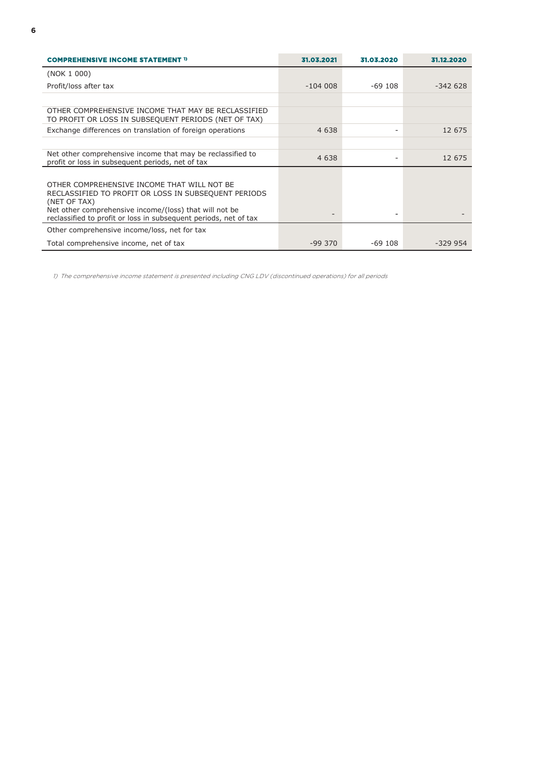| COMPREHENSIVE INCOME STATEMENT [1] | 31.03.2021 | 31.03.2020 | 31.12.2020 |
|---|---|---|---|
| (NOK 1 000) | | | |
| Profit/loss after tax | -104 008 | -69 108 | -342 628 |
| | | | |
| OTHER COMPREHENSIVE INCOME THAT MAY BE RECLASSIFIED TO PROFIT OR LOSS IN SUBSEQUENT PERIODS (NET OF TAX) | | | |
| Exchange differences on translation of foreign operations | 4 638 | - | 12 675 |
| | | | |
| Net other comprehensive income that may be reclassified to profit or loss in subsequent periods, net of tax | 4 638 | - | 12 675 |
| | | | |
| OTHER COMPREHENSIVE INCOME THAT WILL NOT BE RECLASSIFIED TO PROFIT OR LOSS IN SUBSEQUENT PERIODS (NET OF TAX) | | | |
| Net other comprehensive income/(loss) that will not be reclassified to profit or loss in subsequent periods, net of tax | - | - | - |
| Other comprehensive income/loss, net for tax | | | |
| Total comprehensive income, net of tax | -99 370 | -69 108 | -329 954 |

*1) The comprehensive income statement is presented including CNG LDV (discontinued operations) for all periods*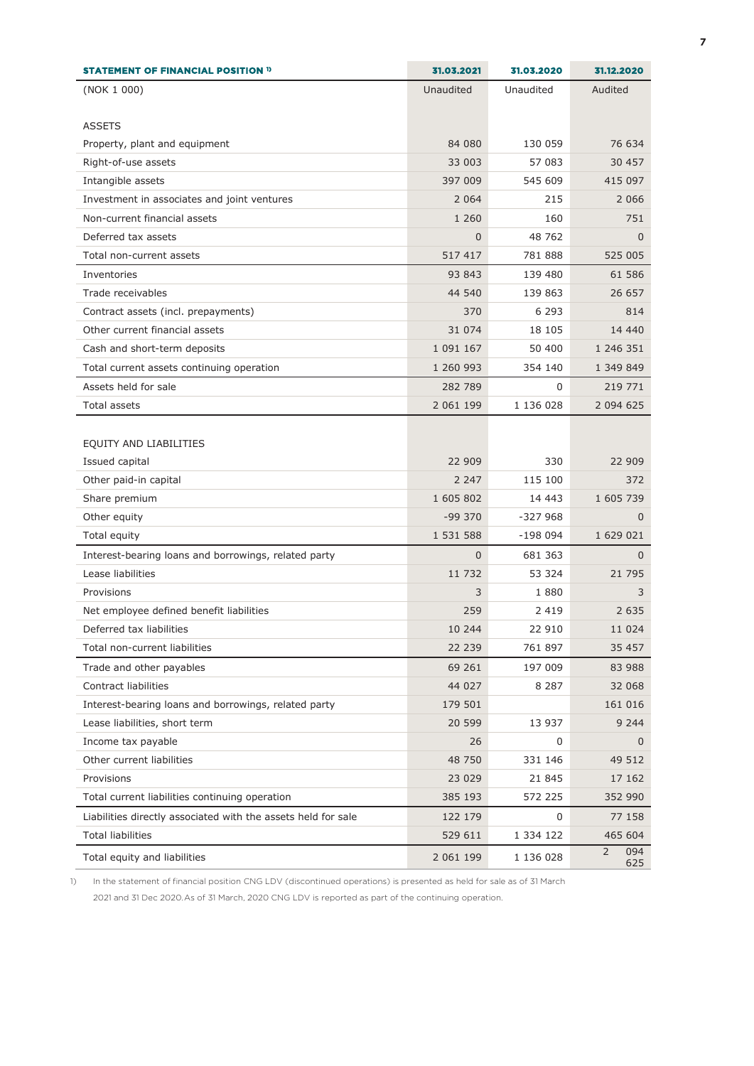| STATEMENT OF FINANCIAL POSITION [1] | 31.03.2021 | 31.03.2020 | 31.12.2020 |
|---|---|---|---|
| (NOK 1 000) | Unaudited | Unaudited | Audited |
| | | | |
| ASSETS | | | |
| Property, plant and equipment | 84 080 | 130 059 | 76 634 |
| Right-of-use assets | 33 003 | 57 083 | 30 457 |
| Intangible assets | 397 009 | 545 609 | 415 097 |
| Investment in associates and joint ventures | 2 064 | 215 | 2 066 |
| Non-current financial assets | 1 260 | 160 | 751 |
| Deferred tax assets | 0 | 48 762 | 0 |
| Total non-current assets | 517 417 | 781 888 | 525 005 |
| Inventories | 93 843 | 139 480 | 61 586 |
| Trade receivables | 44 540 | 139 863 | 26 657 |
| Contract assets (incl. prepayments) | 370 | 6 293 | 814 |
| Other current financial assets | 31 074 | 18 105 | 14 440 |
| Cash and short-term deposits | 1 091 167 | 50 400 | 1 246 351 |
| Total current assets continuing operation | 1 260 993 | 354 140 | 1 349 849 |
| Assets held for sale | 282 789 | 0 | 219 771 |
| Total assets | 2 061 199 | 1 136 028 | 2 094 625 |
| | | | |
| EQUITY AND LIABILITIES | | | |
| Issued capital | 22 909 | 330 | 22 909 |
| Other paid-in capital | 2 247 | 115 100 | 372 |
| Share premium | 1 605 802 | 14 443 | 1 605 739 |
| Other equity | -99 370 | -327 968 | 0 |
| Total equity | 1 531 588 | -198 094 | 1 629 021 |
| Interest-bearing loans and borrowings, related party | 0 | 681 363 | 0 |
| Lease liabilities | 11 732 | 53 324 | 21 795 |
| Provisions | 3 | 1 880 | 3 |
| Net employee defined benefit liabilities | 259 | 2 419 | 2 635 |
| Deferred tax liabilities | 10 244 | 22 910 | 11 024 |
| Total non-current liabilities | 22 239 | 761 897 | 35 457 |
| Trade and other payables | 69 261 | 197 009 | 83 988 |
| Contract liabilities | 44 027 | 8 287 | 32 068 |
| Interest-bearing loans and borrowings, related party | 179 501 | | 161 016 |
| Lease liabilities, short term | 20 599 | 13 937 | 9 244 |
| Income tax payable | 26 | 0 | 0 |
| Other current liabilities | 48 750 | 331 146 | 49 512 |
| Provisions | 23 029 | 21 845 | 17 162 |
| Total current liabilities continuing operation | 385 193 | 572 225 | 352 990 |
| Liabilities directly associated with the assets held for sale | 122 179 | 0 | 77 158 |
| Total liabilities | 529 611 | 1 334 122 | 465 604 |
| Total equity and liabilities | 2 061 199 | 1 136 028 | 2 094 625 |

1) In the statement of financial position CNG LDV (discontinued operations) is presented as held for sale as of 31 March 2021 and 31 Dec 2020. As of 31 March, 2020 CNG LDV is reported as part of the continuing operation.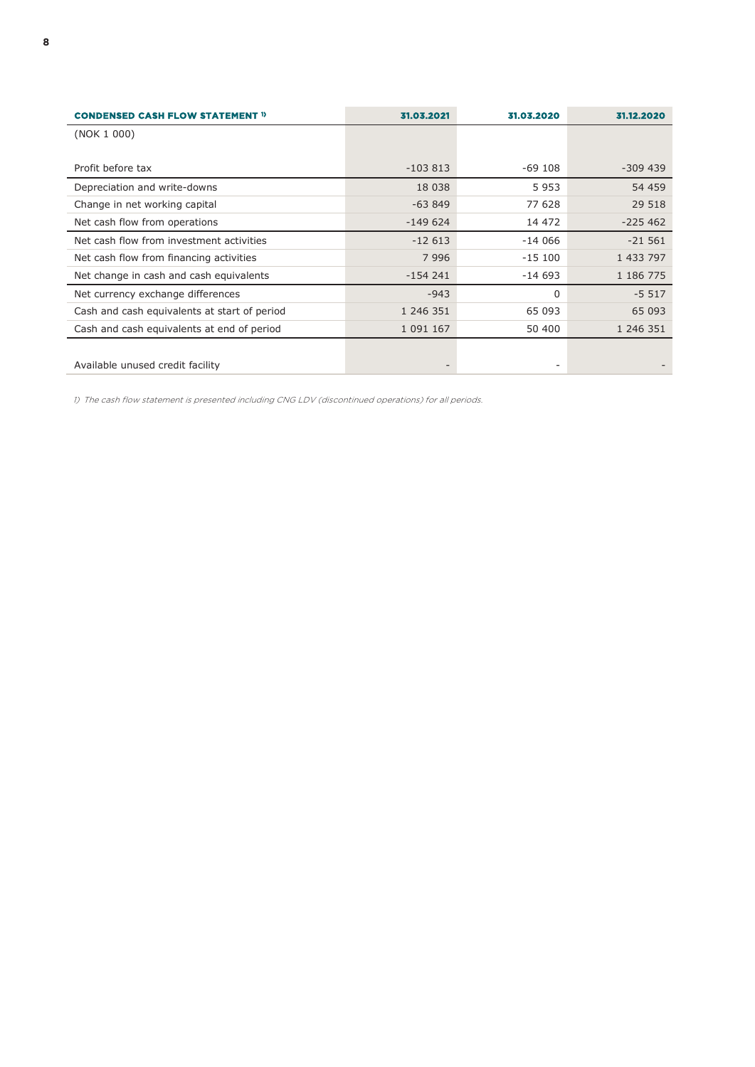| CONDENSED CASH FLOW STATEMENT [1] | 31.03.2021 | 31.03.2020 | 31.12.2020 |
|---|---|---|---|
| (NOK 1 000) | | | |
| Profit before tax | -103 813 | -69 108 | -309 439 |
| Depreciation and write-downs | 18 038 | 5 953 | 54 459 |
| Change in net working capital | -63 849 | 77 628 | 29 518 |
| Net cash flow from operations | -149 624 | 14 472 | -225 462 |
| Net cash flow from investment activities | -12 613 | -14 066 | -21 561 |
| Net cash flow from financing activities | 7 996 | -15 100 | 1 433 797 |
| Net change in cash and cash equivalents | -154 241 | -14 693 | 1 186 775 |
| Net currency exchange differences | -943 | 0 | -5 517 |
| Cash and cash equivalents at start of period | 1 246 351 | 65 093 | 65 093 |
| Cash and cash equivalents at end of period | 1 091 167 | 50 400 | 1 246 351 |
| Available unused credit facility | - | - | - |

*1) The cash flow statement is presented including CNG LDV (discontinued operations) for all periods.*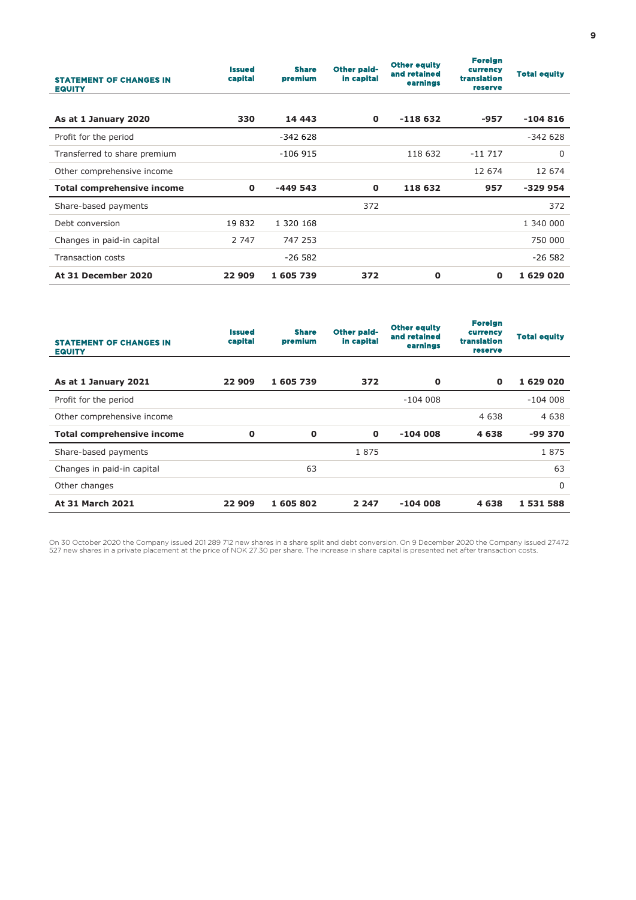| STATEMENT OF CHANGES IN EQUITY | Issued capital | Share premium | Other paid-in capital | Other equity and retained earnings | Foreign currency translation reserve | Total equity |
|---|---|---|---|---|---|---|
| **As at 1 January 2020** | **330** | **14 443** | **0** | **-118 632** | **-957** | **-104 816** |
| Profit for the period | | -342 628 | | | | -342 628 |
| Transferred to share premium | | -106 915 | | 118 632 | -11 717 | 0 |
| Other comprehensive income | | | | | 12 674 | 12 674 |
| **Total comprehensive income** | **0** | **-449 543** | **0** | **118 632** | **957** | **-329 954** |
| Share-based payments | | | 372 | | | 372 |
| Debt conversion | 19 832 | 1 320 168 | | | | 1 340 000 |
| Changes in paid-in capital | 2 747 | 747 253 | | | | 750 000 |
| Transaction costs | | -26 582 | | | | -26 582 |
| **At 31 December 2020** | **22 909** | **1 605 739** | **372** | **0** | **0** | **1 629 020** |

| STATEMENT OF CHANGES IN EQUITY | Issued capital | Share premium | Other paid-in capital | Other equity and retained earnings | Foreign currency translation reserve | Total equity |
|---|---|---|---|---|---|---|
| **As at 1 January 2021** | **22 909** | **1 605 739** | **372** | **0** | **0** | **1 629 020** |
| Profit for the period | | | | -104 008 | | -104 008 |
| Other comprehensive income | | | | | 4 638 | 4 638 |
| **Total comprehensive income** | **0** | **0** | **0** | **-104 008** | **4 638** | **-99 370** |
| Share-based payments | | | 1 875 | | | 1 875 |
| Changes in paid-in capital | | 63 | | | | 63 |
| Other changes | | | | | | 0 |
| **At 31 March 2021** | **22 909** | **1 605 802** | **2 247** | **-104 008** | **4 638** | **1 531 588** |

On 30 October 2020 the Company issued 201 289 712 new shares in a share split and debt conversion. On 9 December 2020 the Company issued 27472 527 new shares in a private placement at the price of NOK 27.30 per share. The increase in share capital is presented net after transaction costs.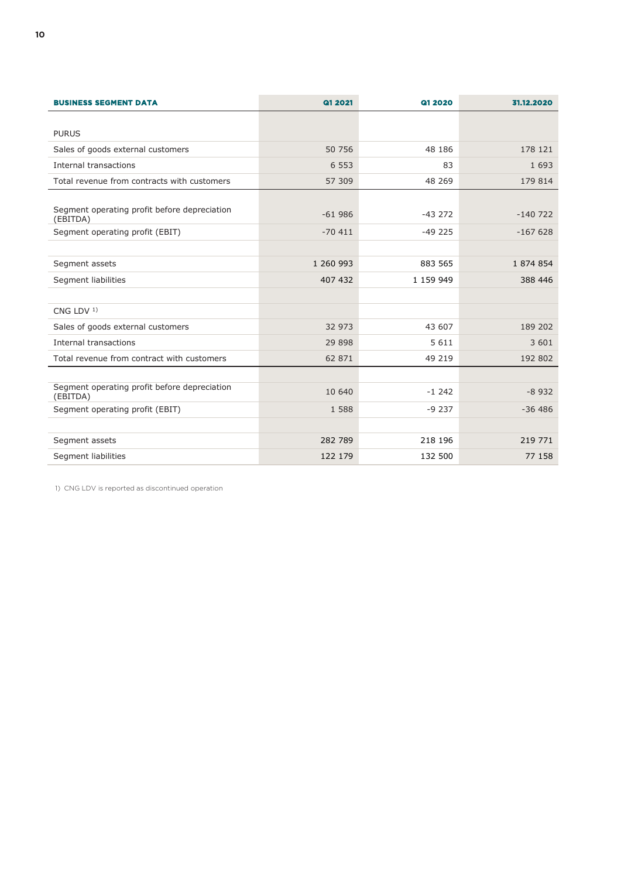| BUSINESS SEGMENT DATA | Q1 2021 | Q1 2020 | 31.12.2020 |
|---|---|---|---|
| | | | |
| PURUS | | | |
| Sales of goods external customers | 50 756 | 48 186 | 178 121 |
| Internal transactions | 6 553 | 83 | 1 693 |
| Total revenue from contracts with customers | 57 309 | 48 269 | 179 814 |
| | | | |
| Segment operating profit before depreciation (EBITDA) | -61 986 | -43 272 | -140 722 |
| Segment operating profit (EBIT) | -70 411 | -49 225 | -167 628 |
| | | | |
| Segment assets | 1 260 993 | 883 565 | 1 874 854 |
| Segment liabilities | 407 432 | 1 159 949 | 388 446 |
| | | | |
| CNG LDV [1] | | | |
| Sales of goods external customers | 32 973 | 43 607 | 189 202 |
| Internal transactions | 29 898 | 5 611 | 3 601 |
| Total revenue from contract with customers | 62 871 | 49 219 | 192 802 |
| | | | |
| Segment operating profit before depreciation (EBITDA) | 10 640 | -1 242 | -8 932 |
| Segment operating profit (EBIT) | 1 588 | -9 237 | -36 486 |
| | | | |
| Segment assets | 282 789 | 218 196 | 219 771 |
| Segment liabilities | 122 179 | 132 500 | 77 158 |

1) CNG LDV is reported as discontinued operation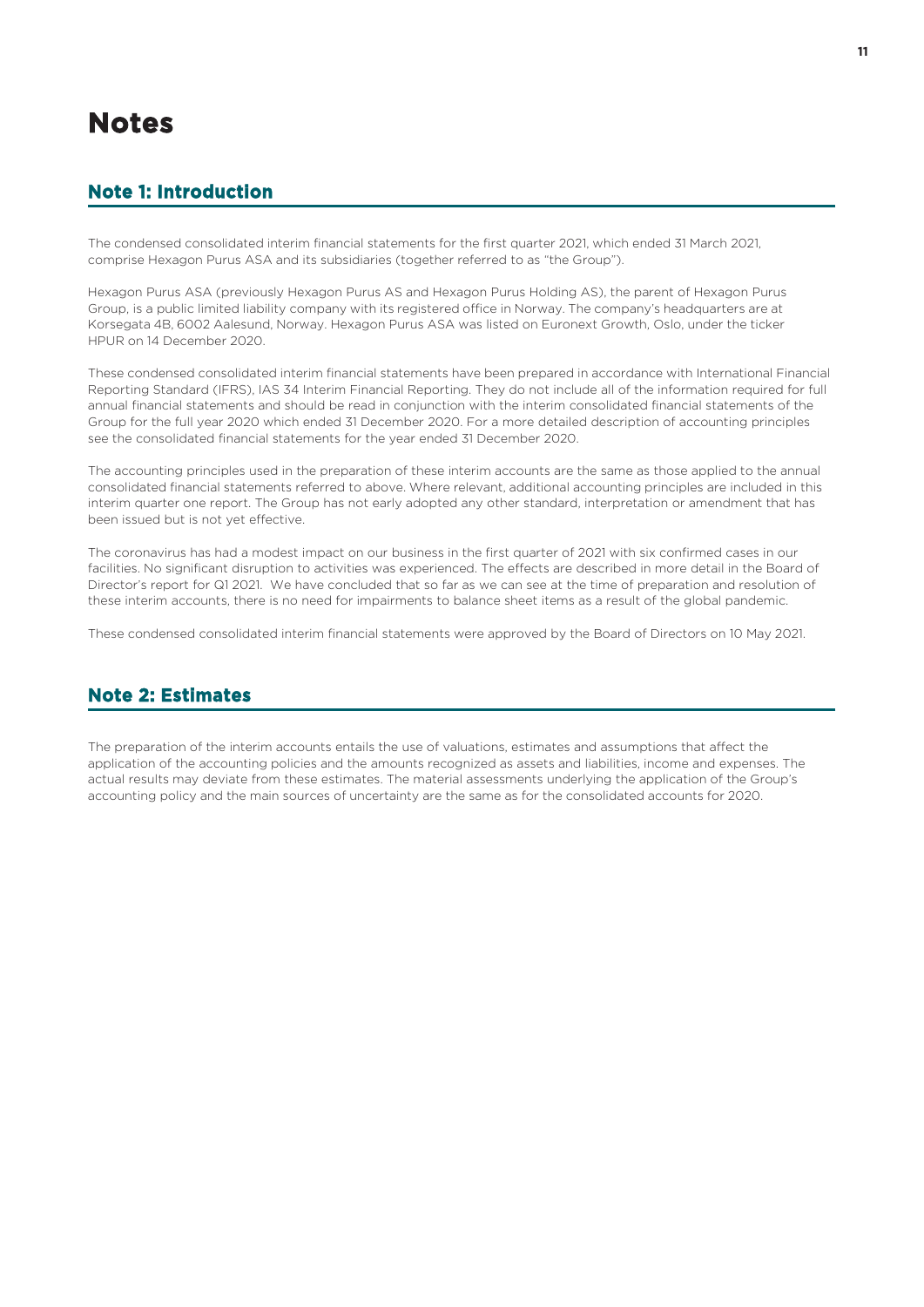# Notes

## Note 1: Introduction

The condensed consolidated interim financial statements for the first quarter 2021, which ended 31 March 2021, comprise Hexagon Purus ASA and its subsidiaries (together referred to as "the Group").

Hexagon Purus ASA (previously Hexagon Purus AS and Hexagon Purus Holding AS), the parent of Hexagon Purus Group, is a public limited liability company with its registered office in Norway. The company's headquarters are at Korsegata 4B, 6002 Aalesund, Norway. Hexagon Purus ASA was listed on Euronext Growth, Oslo, under the ticker HPUR on 14 December 2020.

These condensed consolidated interim financial statements have been prepared in accordance with International Financial Reporting Standard (IFRS), IAS 34 Interim Financial Reporting. They do not include all of the information required for full annual financial statements and should be read in conjunction with the interim consolidated financial statements of the Group for the full year 2020 which ended 31 December 2020. For a more detailed description of accounting principles see the consolidated financial statements for the year ended 31 December 2020.

The accounting principles used in the preparation of these interim accounts are the same as those applied to the annual consolidated financial statements referred to above. Where relevant, additional accounting principles are included in this interim quarter one report. The Group has not early adopted any other standard, interpretation or amendment that has been issued but is not yet effective.

The coronavirus has had a modest impact on our business in the first quarter of 2021 with six confirmed cases in our facilities. No significant disruption to activities was experienced. The effects are described in more detail in the Board of Director's report for Q1 2021. We have concluded that so far as we can see at the time of preparation and resolution of these interim accounts, there is no need for impairments to balance sheet items as a result of the global pandemic.

These condensed consolidated interim financial statements were approved by the Board of Directors on 10 May 2021.

## Note 2: Estimates

The preparation of the interim accounts entails the use of valuations, estimates and assumptions that affect the application of the accounting policies and the amounts recognized as assets and liabilities, income and expenses. The actual results may deviate from these estimates. The material assessments underlying the application of the Group's accounting policy and the main sources of uncertainty are the same as for the consolidated accounts for 2020.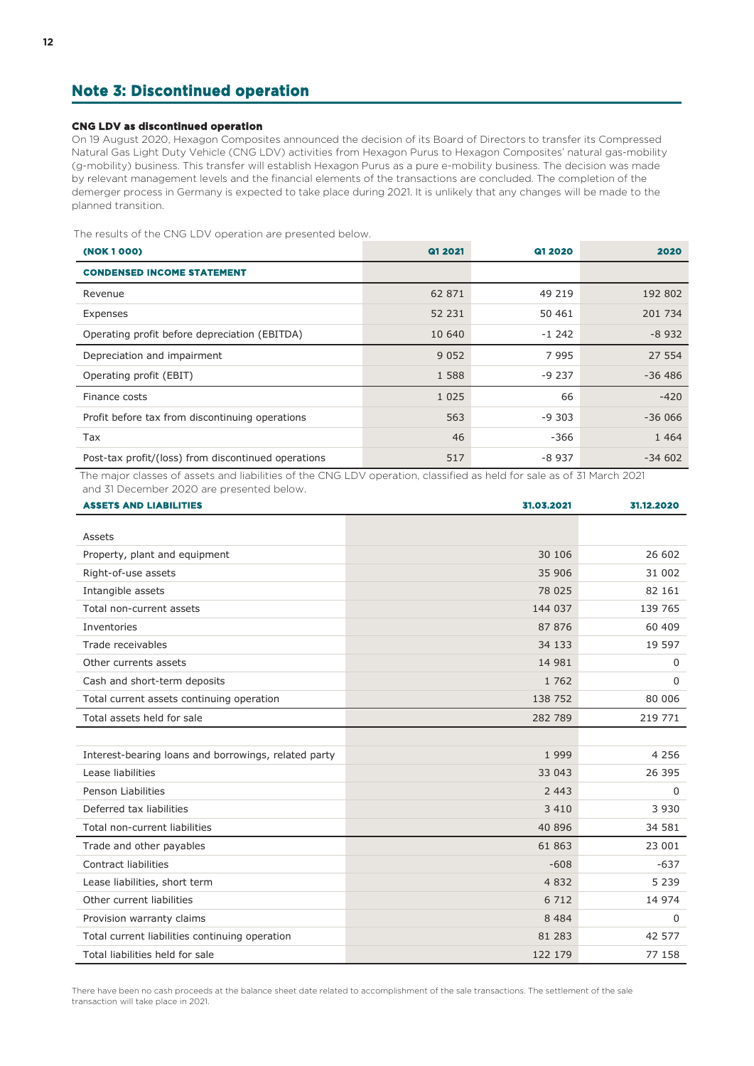## Note 3: Discontinued operation

**CNG LDV as discontinued operation**

On 19 August 2020, Hexagon Composites announced the decision of its Board of Directors to transfer its Compressed Natural Gas Light Duty Vehicle (CNG LDV) activities from Hexagon Purus to Hexagon Composites' natural gas-mobility (g-mobility) business. This transfer will establish Hexagon Purus as a pure e-mobility business. The decision was made by relevant management levels and the financial elements of the transactions are concluded. The completion of the demerger process in Germany is expected to take place during 2021. It is unlikely that any changes will be made to the planned transition.

The results of the CNG LDV operation are presented below.

| (NOK 1 000) | Q1 2021 | Q1 2020 | 2020 |
|---|---|---|---|
| **CONDENSED INCOME STATEMENT** | | | |
| Revenue | 62 871 | 49 219 | 192 802 |
| Expenses | 52 231 | 50 461 | 201 734 |
| Operating profit before depreciation (EBITDA) | 10 640 | -1 242 | -8 932 |
| Depreciation and impairment | 9 052 | 7 995 | 27 554 |
| Operating profit (EBIT) | 1 588 | -9 237 | -36 486 |
| Finance costs | 1 025 | 66 | -420 |
| Profit before tax from discontinuing operations | 563 | -9 303 | -36 066 |
| Tax | 46 | -366 | 1 464 |
| Post-tax profit/(loss) from discontinued operations | 517 | -8 937 | -34 602 |

The major classes of assets and liabilities of the CNG LDV operation, classified as held for sale as of 31 March 2021 and 31 December 2020 are presented below.

| ASSETS AND LIABILITIES | 31.03.2021 | 31.12.2020 |
|---|---|---|
| Assets | | |
| Property, plant and equipment | 30 106 | 26 602 |
| Right-of-use assets | 35 906 | 31 002 |
| Intangible assets | 78 025 | 82 161 |
| Total non-current assets | 144 037 | 139 765 |
| Inventories | 87 876 | 60 409 |
| Trade receivables | 34 133 | 19 597 |
| Other currents assets | 14 981 | 0 |
| Cash and short-term deposits | 1 762 | 0 |
| Total current assets continuing operation | 138 752 | 80 006 |
| Total assets held for sale | 282 789 | 219 771 |
| | | |
| Interest-bearing loans and borrowings, related party | 1 999 | 4 256 |
| Lease liabilities | 33 043 | 26 395 |
| Penson Liabilities | 2 443 | 0 |
| Deferred tax liabilities | 3 410 | 3 930 |
| Total non-current liabilities | 40 896 | 34 581 |
| Trade and other payables | 61 863 | 23 001 |
| Contract liabilities | -608 | -637 |
| Lease liabilities, short term | 4 832 | 5 239 |
| Other current liabilities | 6 712 | 14 974 |
| Provision warranty claims | 8 484 | 0 |
| Total current liabilities continuing operation | 81 283 | 42 577 |
| Total liabilities held for sale | 122 179 | 77 158 |

There have been no cash proceeds at the balance sheet date related to accomplishment of the sale transactions. The settlement of the sale transaction will take place in 2021.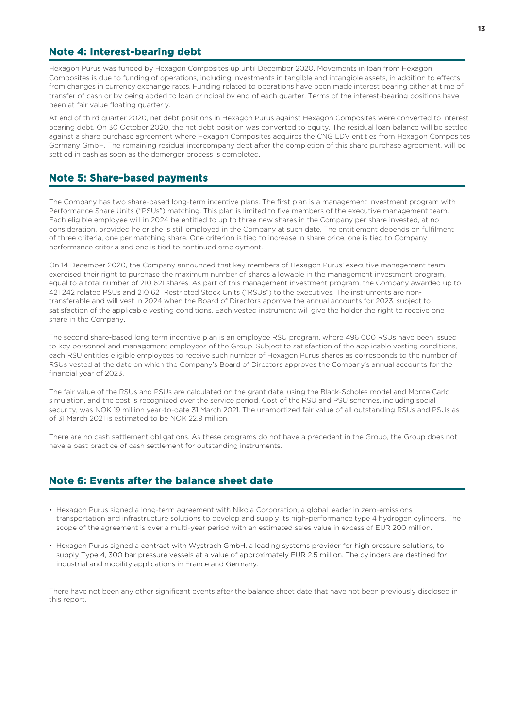## Note 4: Interest-bearing debt

Hexagon Purus was funded by Hexagon Composites up until December 2020. Movements in loan from Hexagon Composites is due to funding of operations, including investments in tangible and intangible assets, in addition to effects from changes in currency exchange rates. Funding related to operations have been made interest bearing either at time of transfer of cash or by being added to loan principal by end of each quarter. Terms of the interest-bearing positions have been at fair value floating quarterly.

At end of third quarter 2020, net debt positions in Hexagon Purus against Hexagon Composites were converted to interest bearing debt. On 30 October 2020, the net debt position was converted to equity. The residual loan balance will be settled against a share purchase agreement where Hexagon Composites acquires the CNG LDV entities from Hexagon Composites Germany GmbH. The remaining residual intercompany debt after the completion of this share purchase agreement, will be settled in cash as soon as the demerger process is completed.

## Note 5: Share-based payments

The Company has two share-based long-term incentive plans. The first plan is a management investment program with Performance Share Units ("PSUs") matching. This plan is limited to five members of the executive management team. Each eligible employee will in 2024 be entitled to up to three new shares in the Company per share invested, at no consideration, provided he or she is still employed in the Company at such date. The entitlement depends on fulfilment of three criteria, one per matching share. One criterion is tied to increase in share price, one is tied to Company performance criteria and one is tied to continued employment.

On 14 December 2020, the Company announced that key members of Hexagon Purus' executive management team exercised their right to purchase the maximum number of shares allowable in the management investment program, equal to a total number of 210 621 shares. As part of this management investment program, the Company awarded up to 421 242 related PSUs and 210 621 Restricted Stock Units ("RSUs") to the executives. The instruments are non-transferable and will vest in 2024 when the Board of Directors approve the annual accounts for 2023, subject to satisfaction of the applicable vesting conditions. Each vested instrument will give the holder the right to receive one share in the Company.

The second share-based long term incentive plan is an employee RSU program, where 496 000 RSUs have been issued to key personnel and management employees of the Group. Subject to satisfaction of the applicable vesting conditions, each RSU entitles eligible employees to receive such number of Hexagon Purus shares as corresponds to the number of RSUs vested at the date on which the Company's Board of Directors approves the Company's annual accounts for the financial year of 2023.

The fair value of the RSUs and PSUs are calculated on the grant date, using the Black-Scholes model and Monte Carlo simulation, and the cost is recognized over the service period. Cost of the RSU and PSU schemes, including social security, was NOK 19 million year-to-date 31 March 2021. The unamortized fair value of all outstanding RSUs and PSUs as of 31 March 2021 is estimated to be NOK 22.9 million.

There are no cash settlement obligations. As these programs do not have a precedent in the Group, the Group does not have a past practice of cash settlement for outstanding instruments.

## Note 6: Events after the balance sheet date

- Hexagon Purus signed a long-term agreement with Nikola Corporation, a global leader in zero-emissions transportation and infrastructure solutions to develop and supply its high-performance type 4 hydrogen cylinders. The scope of the agreement is over a multi-year period with an estimated sales value in excess of EUR 200 million.
- Hexagon Purus signed a contract with Wystrach GmbH, a leading systems provider for high pressure solutions, to supply Type 4, 300 bar pressure vessels at a value of approximately EUR 2.5 million. The cylinders are destined for industrial and mobility applications in France and Germany.

There have not been any other significant events after the balance sheet date that have not been previously disclosed in this report.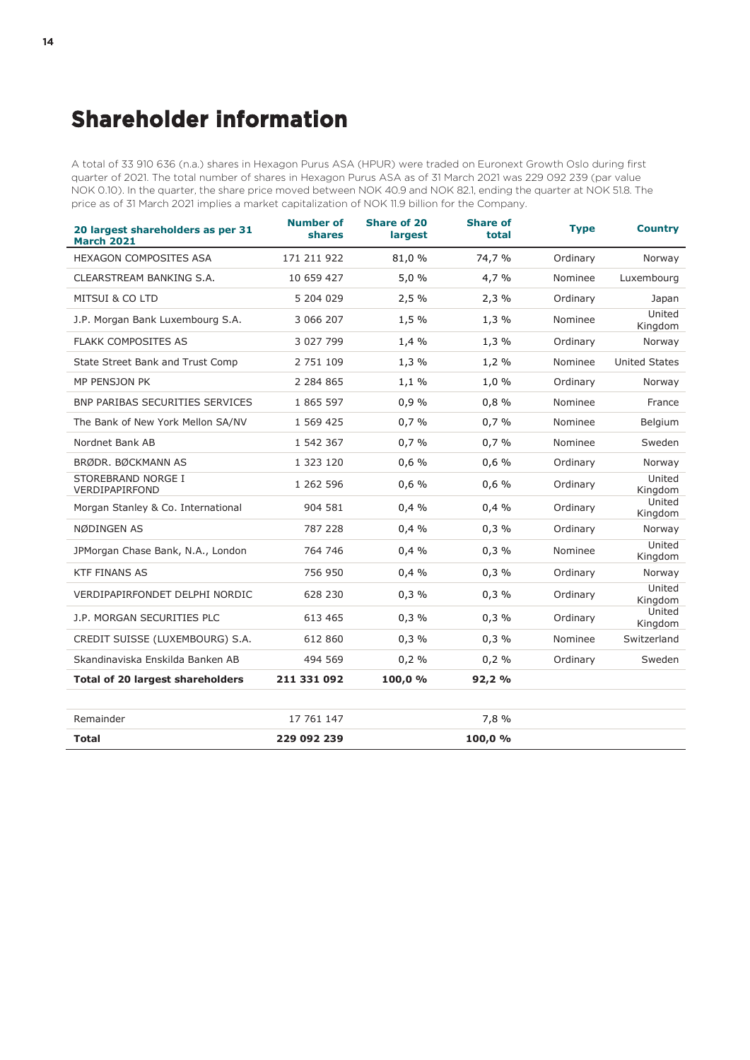# Shareholder information

A total of 33 910 636 (n.a.) shares in Hexagon Purus ASA (HPUR) were traded on Euronext Growth Oslo during first quarter of 2021. The total number of shares in Hexagon Purus ASA as of 31 March 2021 was 229 092 239 (par value NOK 0.10). In the quarter, the share price moved between NOK 40.9 and NOK 82.1, ending the quarter at NOK 51.8. The price as of 31 March 2021 implies a market capitalization of NOK 11.9 billion for the Company.

| 20 largest shareholders as per 31 March 2021 | Number of shares | Share of 20 largest | Share of total | Type | Country |
|---|---|---|---|---|---|
| HEXAGON COMPOSITES ASA | 171 211 922 | 81,0 % | 74,7 % | Ordinary | Norway |
| CLEARSTREAM BANKING S.A. | 10 659 427 | 5,0 % | 4,7 % | Nominee | Luxembourg |
| MITSUI & CO LTD | 5 204 029 | 2,5 % | 2,3 % | Ordinary | Japan |
| J.P. Morgan Bank Luxembourg S.A. | 3 066 207 | 1,5 % | 1,3 % | Nominee | United Kingdom |
| FLAKK COMPOSITES AS | 3 027 799 | 1,4 % | 1,3 % | Ordinary | Norway |
| State Street Bank and Trust Comp | 2 751 109 | 1,3 % | 1,2 % | Nominee | United States |
| MP PENSJON PK | 2 284 865 | 1,1 % | 1,0 % | Ordinary | Norway |
| BNP PARIBAS SECURITIES SERVICES | 1 865 597 | 0,9 % | 0,8 % | Nominee | France |
| The Bank of New York Mellon SA/NV | 1 569 425 | 0,7 % | 0,7 % | Nominee | Belgium |
| Nordnet Bank AB | 1 542 367 | 0,7 % | 0,7 % | Nominee | Sweden |
| BRØDR. BØCKMANN AS | 1 323 120 | 0,6 % | 0,6 % | Ordinary | Norway |
| STOREBRAND NORGE I VERDIPAPIRFOND | 1 262 596 | 0,6 % | 0,6 % | Ordinary | United Kingdom |
| Morgan Stanley & Co. International | 904 581 | 0,4 % | 0,4 % | Ordinary | United Kingdom |
| NØDINGEN AS | 787 228 | 0,4 % | 0,3 % | Ordinary | Norway |
| JPMorgan Chase Bank, N.A., London | 764 746 | 0,4 % | 0,3 % | Nominee | United Kingdom |
| KTF FINANS AS | 756 950 | 0,4 % | 0,3 % | Ordinary | Norway |
| VERDIPAPIRFONDET DELPHI NORDIC | 628 230 | 0,3 % | 0,3 % | Ordinary | United Kingdom |
| J.P. MORGAN SECURITIES PLC | 613 465 | 0,3 % | 0,3 % | Ordinary | United Kingdom |
| CREDIT SUISSE (LUXEMBOURG) S.A. | 612 860 | 0,3 % | 0,3 % | Nominee | Switzerland |
| Skandinaviska Enskilda Banken AB | 494 569 | 0,2 % | 0,2 % | Ordinary | Sweden |
| **Total of 20 largest shareholders** | **211 331 092** | **100,0 %** | **92,2 %** | | |
| | | | | | |
| Remainder | 17 761 147 | | 7,8 % | | |
| **Total** | **229 092 239** | | **100,0 %** | | |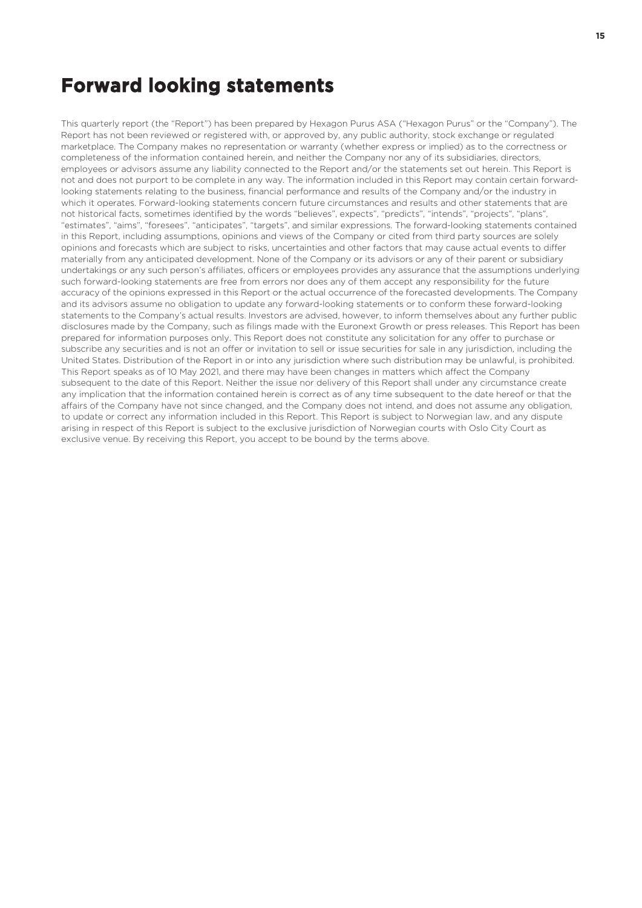# Forward looking statements

This quarterly report (the "Report") has been prepared by Hexagon Purus ASA ("Hexagon Purus" or the "Company"). The Report has not been reviewed or registered with, or approved by, any public authority, stock exchange or regulated marketplace. The Company makes no representation or warranty (whether express or implied) as to the correctness or completeness of the information contained herein, and neither the Company nor any of its subsidiaries, directors, employees or advisors assume any liability connected to the Report and/or the statements set out herein. This Report is not and does not purport to be complete in any way. The information included in this Report may contain certain forward-looking statements relating to the business, financial performance and results of the Company and/or the industry in which it operates. Forward-looking statements concern future circumstances and results and other statements that are not historical facts, sometimes identified by the words "believes", expects", "predicts", "intends", "projects", "plans", "estimates", "aims", "foresees", "anticipates", "targets", and similar expressions. The forward-looking statements contained in this Report, including assumptions, opinions and views of the Company or cited from third party sources are solely opinions and forecasts which are subject to risks, uncertainties and other factors that may cause actual events to differ materially from any anticipated development. None of the Company or its advisors or any of their parent or subsidiary undertakings or any such person's affiliates, officers or employees provides any assurance that the assumptions underlying such forward-looking statements are free from errors nor does any of them accept any responsibility for the future accuracy of the opinions expressed in this Report or the actual occurrence of the forecasted developments. The Company and its advisors assume no obligation to update any forward-looking statements or to conform these forward-looking statements to the Company's actual results. Investors are advised, however, to inform themselves about any further public disclosures made by the Company, such as filings made with the Euronext Growth or press releases. This Report has been prepared for information purposes only. This Report does not constitute any solicitation for any offer to purchase or subscribe any securities and is not an offer or invitation to sell or issue securities for sale in any jurisdiction, including the United States. Distribution of the Report in or into any jurisdiction where such distribution may be unlawful, is prohibited. This Report speaks as of 10 May 2021, and there may have been changes in matters which affect the Company subsequent to the date of this Report. Neither the issue nor delivery of this Report shall under any circumstance create any implication that the information contained herein is correct as of any time subsequent to the date hereof or that the affairs of the Company have not since changed, and the Company does not intend, and does not assume any obligation, to update or correct any information included in this Report. This Report is subject to Norwegian law, and any dispute arising in respect of this Report is subject to the exclusive jurisdiction of Norwegian courts with Oslo City Court as exclusive venue. By receiving this Report, you accept to be bound by the terms above.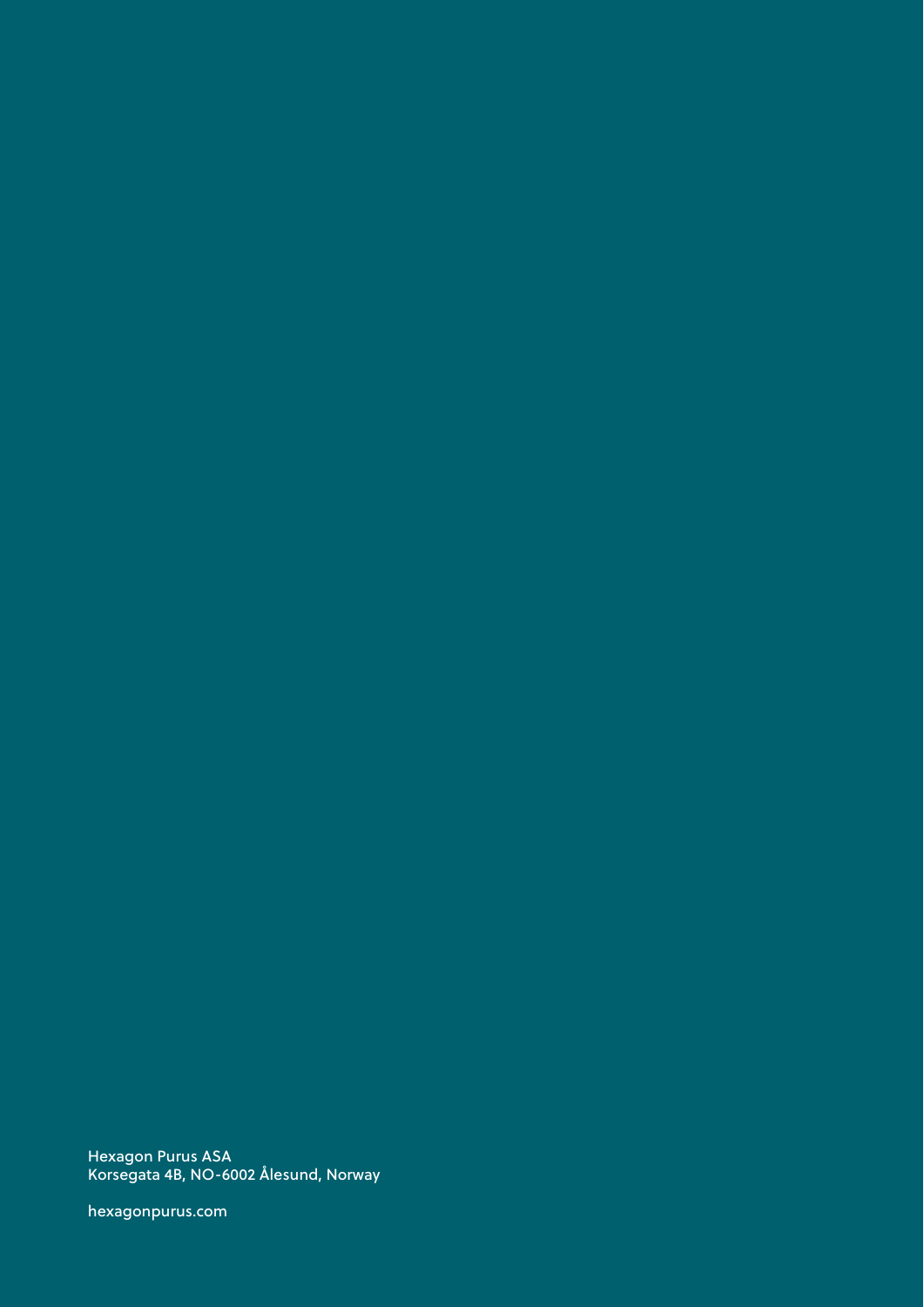Hexagon Purus ASA
Korsegata 4B, NO-6002 Ålesund, Norway

hexagonpurus.com